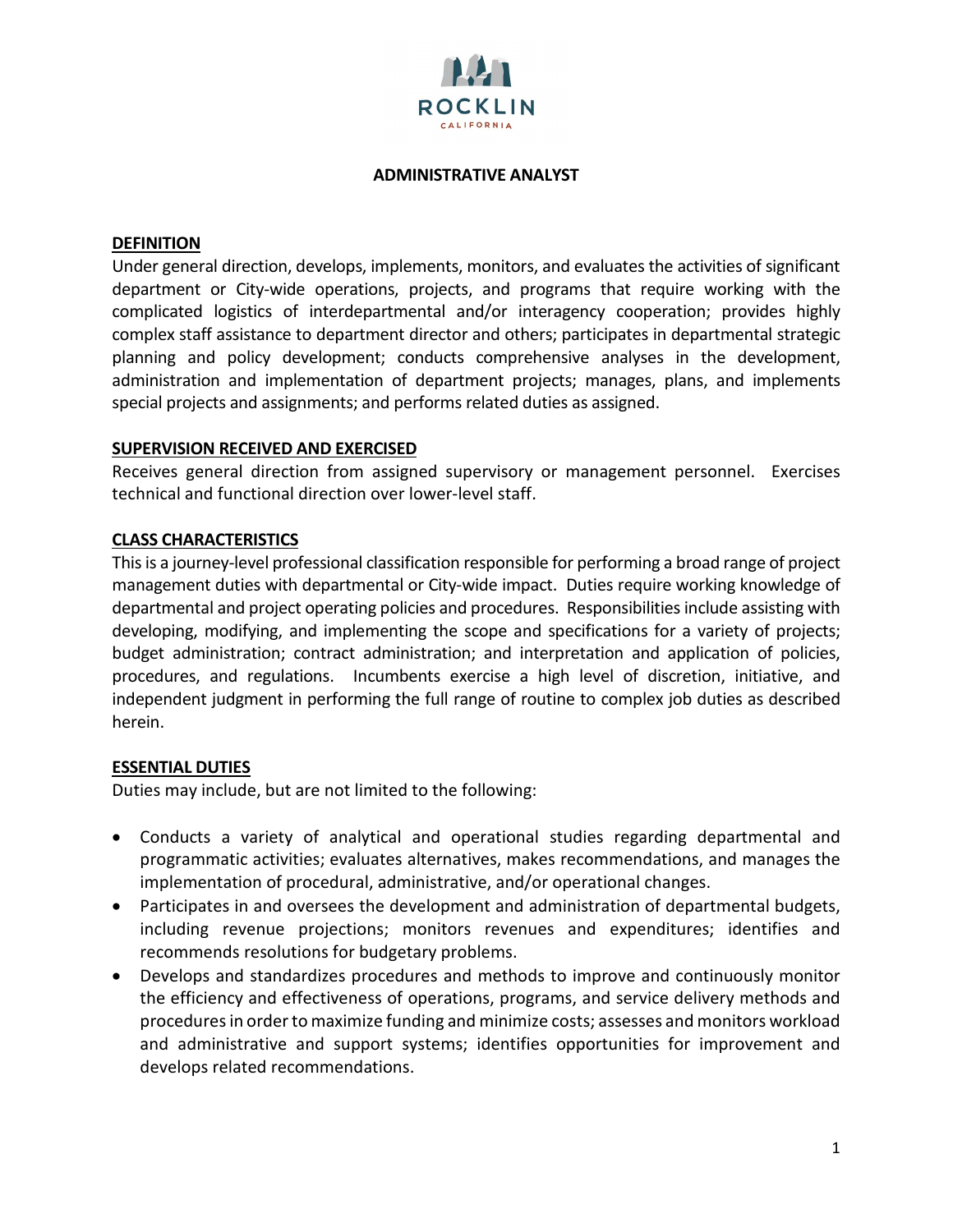ROCKLIN

CALIFORNIA

# ADMINISTRATIVE ANALYST

## DEFINITION

Under general direction, develops, implements, monitors, and evaluates the activities of significant department or City-wide operations, projects, and programs that require working with the complicated logistics of interdepartmental and/or interagency cooperation; provides highly complex staff assistance to department director and others; participates in departmental strategic planning and policy development; conducts comprehensive analyses in the development, administration and implementation of department projects; manages, plans, and implements special projects and assignments; and performs related duties as assigned.

## SUPERVISION RECEIVED AND EXERCISED

Receives general direction from assigned supervisory or management personnel. Exercises technical and functional direction over lower-level staff.

## CLASS CHARACTERISTICS

This is a journey-level professional classification responsible for performing a broad range of project management duties with departmental or City-wide impact. Duties require working knowledge of departmental and project operating policies and procedures. Responsibilities include assisting with developing, modifying, and implementing the scope and specifications for a variety of projects; budget administration; contract administration; and interpretation and application of policies, procedures, and regulations. Incumbents exercise a high level of discretion, initiative, and independent judgment in performing the full range of routine to complex job duties as described herein.

## ESSENTIAL DUTIES

Duties may include, but are not limited to the following:

- Conducts a variety of analytical and operational studies regarding departmental and programmatic activities; evaluates alternatives, makes recommendations, and manages the implementation of procedural, administrative, and/or operational changes.
- Participates in and oversees the development and administration of departmental budgets, including revenue projections; monitors revenues and expenditures; identifies and recommends resolutions for budgetary problems.
- Develops and standardizes procedures and methods to improve and continuously monitor the efficiency and effectiveness of operations, programs, and service delivery methods and procedures in order to maximize funding and minimize costs; assesses and monitors workload and administrative and support systems; identifies opportunities for improvement and develops related recommendations.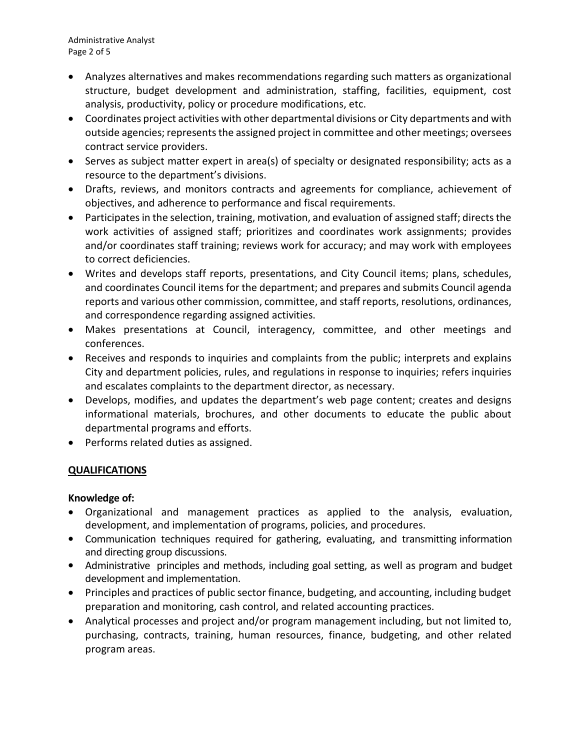- Analyzes alternatives and makes recommendations regarding such matters as organizational structure, budget development and administration, staffing, facilities, equipment, cost analysis, productivity, policy or procedure modifications, etc.
- Coordinates project activities with other departmental divisions or City departments and with outside agencies; represents the assigned project in committee and other meetings; oversees contract service providers.
- Serves as subject matter expert in area(s) of specialty or designated responsibility; acts as a resource to the department's divisions.
- Drafts, reviews, and monitors contracts and agreements for compliance, achievement of objectives, and adherence to performance and fiscal requirements.
- Participates in the selection, training, motivation, and evaluation of assigned staff; directs the work activities of assigned staff; prioritizes and coordinates work assignments; provides and/or coordinates staff training; reviews work for accuracy; and may work with employees to correct deficiencies.
- Writes and develops staff reports, presentations, and City Council items; plans, schedules, and coordinates Council items for the department; and prepares and submits Council agenda reports and various other commission, committee, and staff reports, resolutions, ordinances, and correspondence regarding assigned activities.
- Makes presentations at Council, interagency, committee, and other meetings and conferences.
- Receives and responds to inquiries and complaints from the public; interprets and explains City and department policies, rules, and regulations in response to inquiries; refers inquiries and escalates complaints to the department director, as necessary.
- Develops, modifies, and updates the department's web page content; creates and designs informational materials, brochures, and other documents to educate the public about departmental programs and efforts.
- Performs related duties as assigned.

## QUALIFICATIONS

**Knowledge of:**

- Organizational and management practices as applied to the analysis, evaluation, development, and implementation of programs, policies, and procedures.
- Communication techniques required for gathering, evaluating, and transmitting information and directing group discussions.
- Administrative principles and methods, including goal setting, as well as program and budget development and implementation.
- Principles and practices of public sector finance, budgeting, and accounting, including budget preparation and monitoring, cash control, and related accounting practices.
- Analytical processes and project and/or program management including, but not limited to, purchasing, contracts, training, human resources, finance, budgeting, and other related program areas.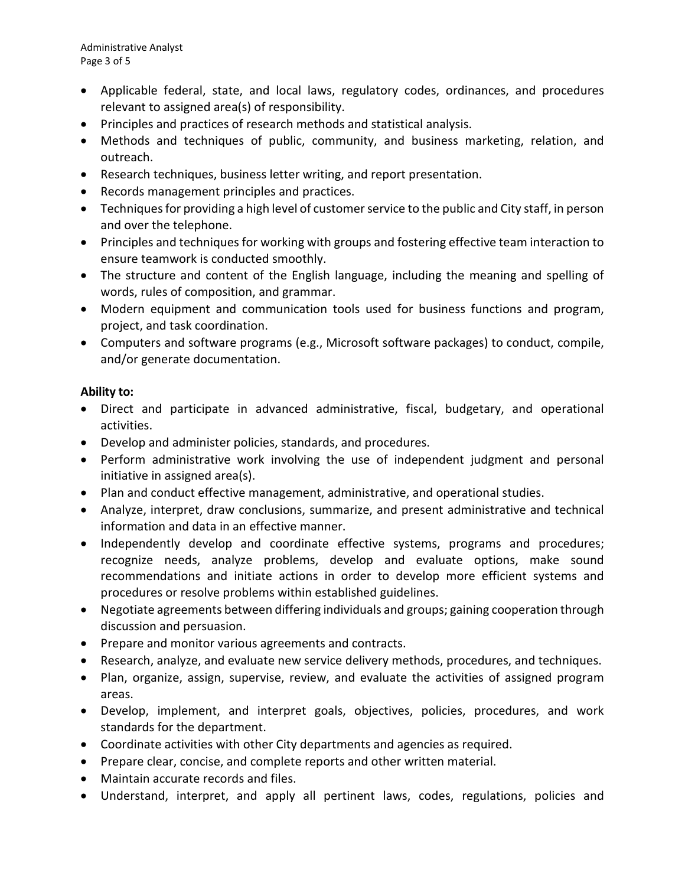- Applicable federal, state, and local laws, regulatory codes, ordinances, and procedures relevant to assigned area(s) of responsibility.
- Principles and practices of research methods and statistical analysis.
- Methods and techniques of public, community, and business marketing, relation, and outreach.
- Research techniques, business letter writing, and report presentation.
- Records management principles and practices.
- Techniques for providing a high level of customer service to the public and City staff, in person and over the telephone.
- Principles and techniques for working with groups and fostering effective team interaction to ensure teamwork is conducted smoothly.
- The structure and content of the English language, including the meaning and spelling of words, rules of composition, and grammar.
- Modern equipment and communication tools used for business functions and program, project, and task coordination.
- Computers and software programs (e.g., Microsoft software packages) to conduct, compile, and/or generate documentation.

**Ability to:**

- Direct and participate in advanced administrative, fiscal, budgetary, and operational activities.
- Develop and administer policies, standards, and procedures.
- Perform administrative work involving the use of independent judgment and personal initiative in assigned area(s).
- Plan and conduct effective management, administrative, and operational studies.
- Analyze, interpret, draw conclusions, summarize, and present administrative and technical information and data in an effective manner.
- Independently develop and coordinate effective systems, programs and procedures; recognize needs, analyze problems, develop and evaluate options, make sound recommendations and initiate actions in order to develop more efficient systems and procedures or resolve problems within established guidelines.
- Negotiate agreements between differing individuals and groups; gaining cooperation through discussion and persuasion.
- Prepare and monitor various agreements and contracts.
- Research, analyze, and evaluate new service delivery methods, procedures, and techniques.
- Plan, organize, assign, supervise, review, and evaluate the activities of assigned program areas.
- Develop, implement, and interpret goals, objectives, policies, procedures, and work standards for the department.
- Coordinate activities with other City departments and agencies as required.
- Prepare clear, concise, and complete reports and other written material.
- Maintain accurate records and files.
- Understand, interpret, and apply all pertinent laws, codes, regulations, policies and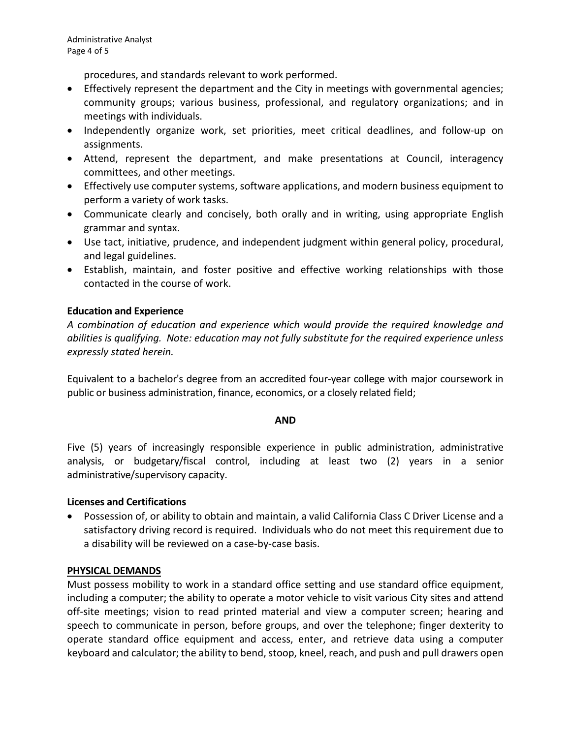procedures, and standards relevant to work performed.

- Effectively represent the department and the City in meetings with governmental agencies; community groups; various business, professional, and regulatory organizations; and in meetings with individuals.
- Independently organize work, set priorities, meet critical deadlines, and follow-up on assignments.
- Attend, represent the department, and make presentations at Council, interagency committees, and other meetings.
- Effectively use computer systems, software applications, and modern business equipment to perform a variety of work tasks.
- Communicate clearly and concisely, both orally and in writing, using appropriate English grammar and syntax.
- Use tact, initiative, prudence, and independent judgment within general policy, procedural, and legal guidelines.
- Establish, maintain, and foster positive and effective working relationships with those contacted in the course of work.

**Education and Experience**

*A combination of education and experience which would provide the required knowledge and abilities is qualifying. Note: education may not fully substitute for the required experience unless expressly stated herein.*

Equivalent to a bachelor's degree from an accredited four-year college with major coursework in public or business administration, finance, economics, or a closely related field;

**AND**

Five (5) years of increasingly responsible experience in public administration, administrative analysis, or budgetary/fiscal control, including at least two (2) years in a senior administrative/supervisory capacity.

**Licenses and Certifications**

- Possession of, or ability to obtain and maintain, a valid California Class C Driver License and a satisfactory driving record is required. Individuals who do not meet this requirement due to a disability will be reviewed on a case-by-case basis.

**PHYSICAL DEMANDS**

Must possess mobility to work in a standard office setting and use standard office equipment, including a computer; the ability to operate a motor vehicle to visit various City sites and attend off-site meetings; vision to read printed material and view a computer screen; hearing and speech to communicate in person, before groups, and over the telephone; finger dexterity to operate standard office equipment and access, enter, and retrieve data using a computer keyboard and calculator; the ability to bend, stoop, kneel, reach, and push and pull drawers open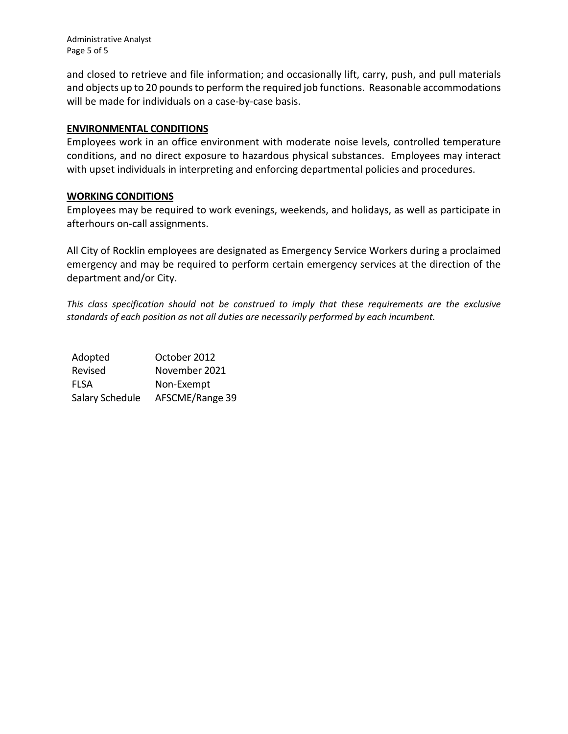and closed to retrieve and file information; and occasionally lift, carry, push, and pull materials and objects up to 20 pounds to perform the required job functions. Reasonable accommodations will be made for individuals on a case-by-case basis.

**ENVIRONMENTAL CONDITIONS**

Employees work in an office environment with moderate noise levels, controlled temperature conditions, and no direct exposure to hazardous physical substances. Employees may interact with upset individuals in interpreting and enforcing departmental policies and procedures.

**WORKING CONDITIONS**

Employees may be required to work evenings, weekends, and holidays, as well as participate in afterhours on-call assignments.

All City of Rocklin employees are designated as Emergency Service Workers during a proclaimed emergency and may be required to perform certain emergency services at the direction of the department and/or City.

*This class specification should not be construed to imply that these requirements are the exclusive standards of each position as not all duties are necessarily performed by each incumbent.*

| | |
|---|---|
| Adopted | October 2012 |
| Revised | November 2021 |
| FLSA | Non-Exempt |
| Salary Schedule | AFSCME/Range 39 |